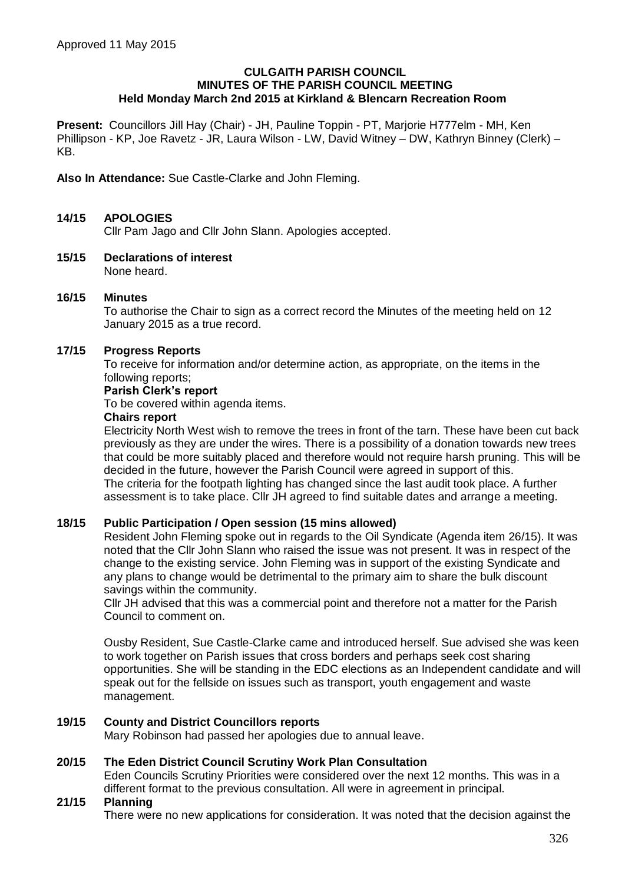Approved 11 May 2015

**CULGAITH PARISH COUNCIL**
**MINUTES OF THE PARISH COUNCIL MEETING**
**Held Monday March 2nd 2015 at Kirkland & Blencarn Recreation Room**

**Present:** Councillors Jill Hay (Chair) - JH, Pauline Toppin - PT, Marjorie H777elm - MH, Ken Phillipson - KP, Joe Ravetz - JR, Laura Wilson - LW, David Witney – DW, Kathryn Binney (Clerk) – KB.

**Also In Attendance:** Sue Castle-Clarke and John Fleming.

**14/15 APOLOGIES**

Cllr Pam Jago and Cllr John Slann. Apologies accepted.

**15/15 Declarations of interest**

None heard.

**16/15 Minutes**

To authorise the Chair to sign as a correct record the Minutes of the meeting held on 12 January 2015 as a true record.

**17/15 Progress Reports**

To receive for information and/or determine action, as appropriate, on the items in the following reports;

**Parish Clerk's report**

To be covered within agenda items.

**Chairs report**

Electricity North West wish to remove the trees in front of the tarn. These have been cut back previously as they are under the wires. There is a possibility of a donation towards new trees that could be more suitably placed and therefore would not require harsh pruning. This will be decided in the future, however the Parish Council were agreed in support of this.
The criteria for the footpath lighting has changed since the last audit took place. A further assessment is to take place. Cllr JH agreed to find suitable dates and arrange a meeting.

**18/15 Public Participation / Open session (15 mins allowed)**

Resident John Fleming spoke out in regards to the Oil Syndicate (Agenda item 26/15). It was noted that the Cllr John Slann who raised the issue was not present. It was in respect of the change to the existing service. John Fleming was in support of the existing Syndicate and any plans to change would be detrimental to the primary aim to share the bulk discount savings within the community.
Cllr JH advised that this was a commercial point and therefore not a matter for the Parish Council to comment on.

Ousby Resident, Sue Castle-Clarke came and introduced herself. Sue advised she was keen to work together on Parish issues that cross borders and perhaps seek cost sharing opportunities. She will be standing in the EDC elections as an Independent candidate and will speak out for the fellside on issues such as transport, youth engagement and waste management.

**19/15 County and District Councillors reports**

Mary Robinson had passed her apologies due to annual leave.

**20/15 The Eden District Council Scrutiny Work Plan Consultation**

Eden Councils Scrutiny Priorities were considered over the next 12 months. This was in a different format to the previous consultation. All were in agreement in principal.

**21/15 Planning**

There were no new applications for consideration. It was noted that the decision against the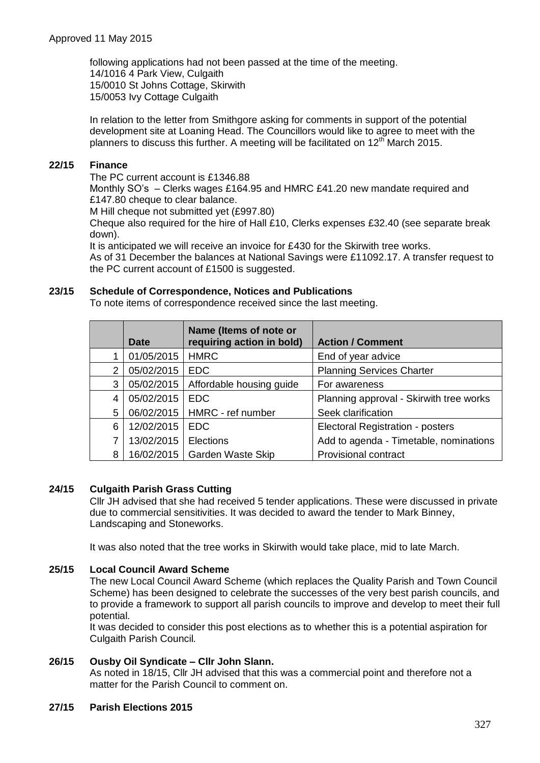Approved 11 May 2015

following applications had not been passed at the time of the meeting.
14/1016 4 Park View, Culgaith
15/0010 St Johns Cottage, Skirwith
15/0053 Ivy Cottage Culgaith

In relation to the letter from Smithgore asking for comments in support of the potential development site at Loaning Head. The Councillors would like to agree to meet with the planners to discuss this further. A meeting will be facilitated on 12th March 2015.

**22/15 Finance**

The PC current account is £1346.88
Monthly SO's – Clerks wages £164.95 and HMRC £41.20 new mandate required and £147.80 cheque to clear balance.
M Hill cheque not submitted yet (£997.80)
Cheque also required for the hire of Hall £10, Clerks expenses £32.40 (see separate break down).
It is anticipated we will receive an invoice for £430 for the Skirwith tree works.
As of 31 December the balances at National Savings were £11092.17. A transfer request to the PC current account of £1500 is suggested.

**23/15 Schedule of Correspondence, Notices and Publications**

To note items of correspondence received since the last meeting.

| | Date | Name (Items of note or requiring action in bold) | Action / Comment |
|---|---|---|---|
| 1 | 01/05/2015 | HMRC | End of year advice |
| 2 | 05/02/2015 | EDC | Planning Services Charter |
| 3 | 05/02/2015 | Affordable housing guide | For awareness |
| 4 | 05/02/2015 | EDC | Planning approval - Skirwith tree works |
| 5 | 06/02/2015 | HMRC - ref number | Seek clarification |
| 6 | 12/02/2015 | EDC | Electoral Registration - posters |
| 7 | 13/02/2015 | Elections | Add to agenda - Timetable, nominations |
| 8 | 16/02/2015 | Garden Waste Skip | Provisional contract |

**24/15 Culgaith Parish Grass Cutting**

Cllr JH advised that she had received 5 tender applications. These were discussed in private due to commercial sensitivities. It was decided to award the tender to Mark Binney, Landscaping and Stoneworks.

It was also noted that the tree works in Skirwith would take place, mid to late March.

**25/15 Local Council Award Scheme**

The new Local Council Award Scheme (which replaces the Quality Parish and Town Council Scheme) has been designed to celebrate the successes of the very best parish councils, and to provide a framework to support all parish councils to improve and develop to meet their full potential.
It was decided to consider this post elections as to whether this is a potential aspiration for Culgaith Parish Council.

**26/15 Ousby Oil Syndicate – Cllr John Slann.**

As noted in 18/15, Cllr JH advised that this was a commercial point and therefore not a matter for the Parish Council to comment on.

**27/15 Parish Elections 2015**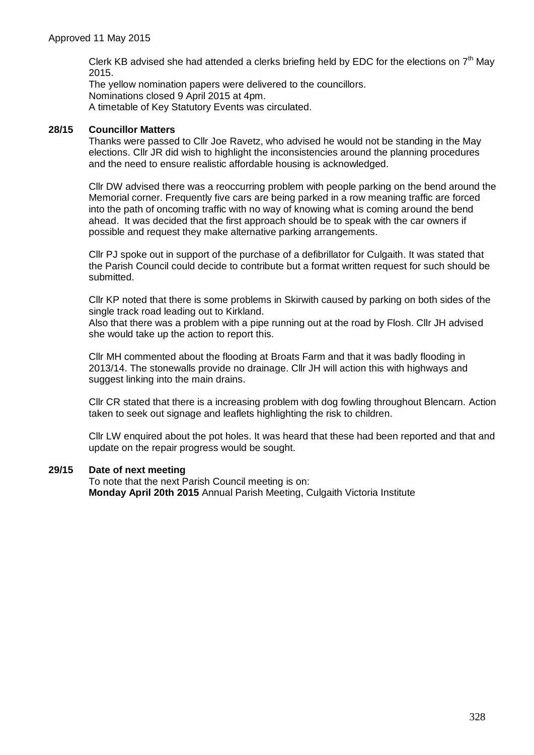Approved 11 May 2015

Clerk KB advised she had attended a clerks briefing held by EDC for the elections on 7th May 2015.
The yellow nomination papers were delivered to the councillors.
Nominations closed 9 April 2015 at 4pm.
A timetable of Key Statutory Events was circulated.

**28/15 Councillor Matters**

Thanks were passed to Cllr Joe Ravetz, who advised he would not be standing in the May elections. Cllr JR did wish to highlight the inconsistencies around the planning procedures and the need to ensure realistic affordable housing is acknowledged.

Cllr DW advised there was a reoccurring problem with people parking on the bend around the Memorial corner. Frequently five cars are being parked in a row meaning traffic are forced into the path of oncoming traffic with no way of knowing what is coming around the bend ahead. It was decided that the first approach should be to speak with the car owners if possible and request they make alternative parking arrangements.

Cllr PJ spoke out in support of the purchase of a defibrillator for Culgaith. It was stated that the Parish Council could decide to contribute but a format written request for such should be submitted.

Cllr KP noted that there is some problems in Skirwith caused by parking on both sides of the single track road leading out to Kirkland.
Also that there was a problem with a pipe running out at the road by Flosh. Cllr JH advised she would take up the action to report this.

Cllr MH commented about the flooding at Broats Farm and that it was badly flooding in 2013/14. The stonewalls provide no drainage. Cllr JH will action this with highways and suggest linking into the main drains.

Cllr CR stated that there is a increasing problem with dog fowling throughout Blencarn. Action taken to seek out signage and leaflets highlighting the risk to children.

Cllr LW enquired about the pot holes. It was heard that these had been reported and that and update on the repair progress would be sought.

**29/15 Date of next meeting**

To note that the next Parish Council meeting is on:
**Monday April 20th 2015** Annual Parish Meeting, Culgaith Victoria Institute